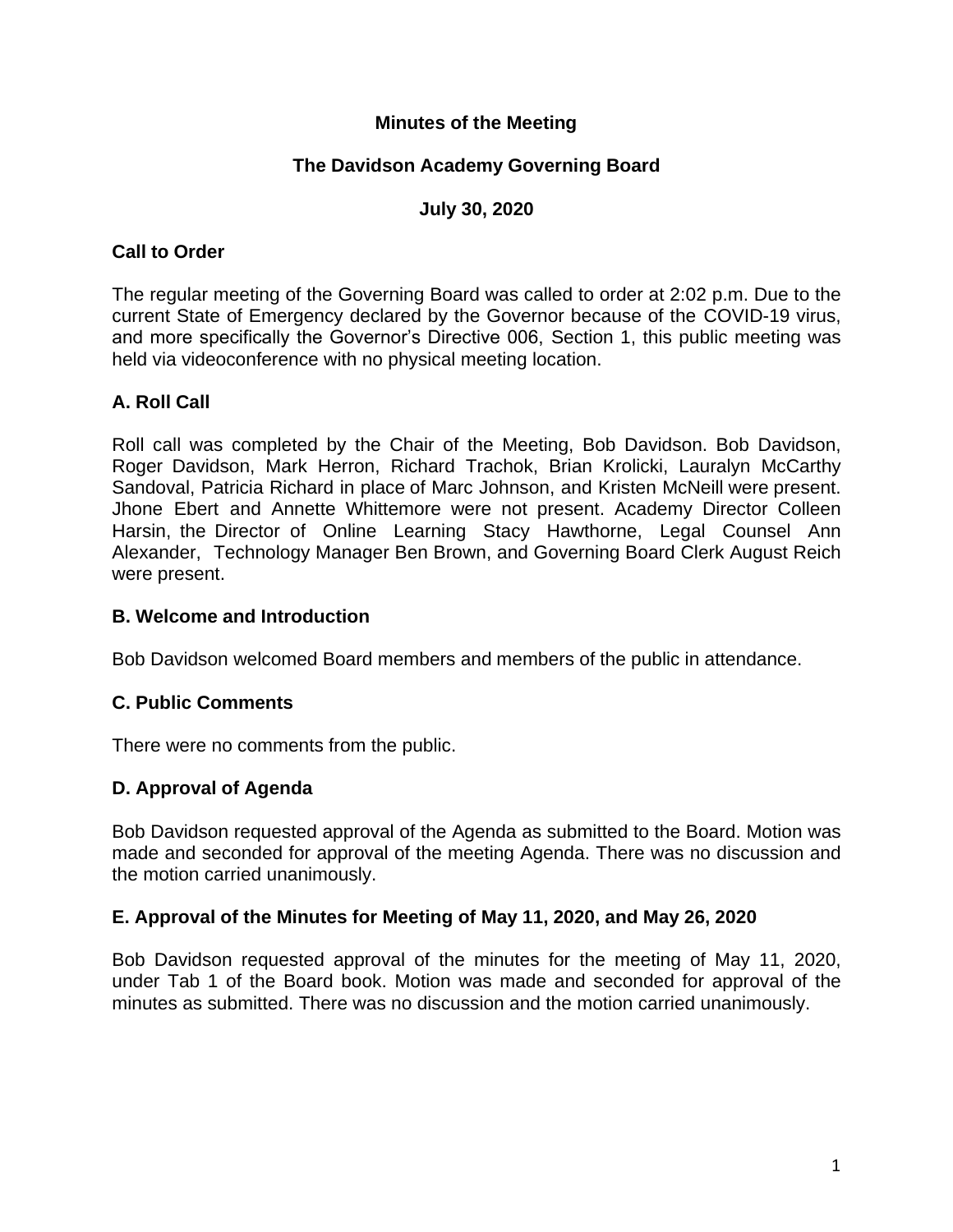**Minutes of the Meeting**

**The Davidson Academy Governing Board**

**July 30, 2020**

**Call to Order**

The regular meeting of the Governing Board was called to order at 2:02 p.m. Due to the current State of Emergency declared by the Governor because of the COVID-19 virus, and more specifically the Governor's Directive 006, Section 1, this public meeting was held via videoconference with no physical meeting location.

**A. Roll Call**

Roll call was completed by the Chair of the Meeting, Bob Davidson. Bob Davidson, Roger Davidson, Mark Herron, Richard Trachok, Brian Krolicki, Lauralyn McCarthy Sandoval, Patricia Richard in place of Marc Johnson, and Kristen McNeill were present. Jhone Ebert and Annette Whittemore were not present. Academy Director Colleen Harsin, the Director of Online Learning Stacy Hawthorne, Legal Counsel Ann Alexander, Technology Manager Ben Brown, and Governing Board Clerk August Reich were present.

**B. Welcome and Introduction**

Bob Davidson welcomed Board members and members of the public in attendance.

**C. Public Comments**

There were no comments from the public.

**D. Approval of Agenda**

Bob Davidson requested approval of the Agenda as submitted to the Board. Motion was made and seconded for approval of the meeting Agenda. There was no discussion and the motion carried unanimously.

**E. Approval of the Minutes for Meeting of May 11, 2020, and May 26, 2020**

Bob Davidson requested approval of the minutes for the meeting of May 11, 2020, under Tab 1 of the Board book. Motion was made and seconded for approval of the minutes as submitted. There was no discussion and the motion carried unanimously.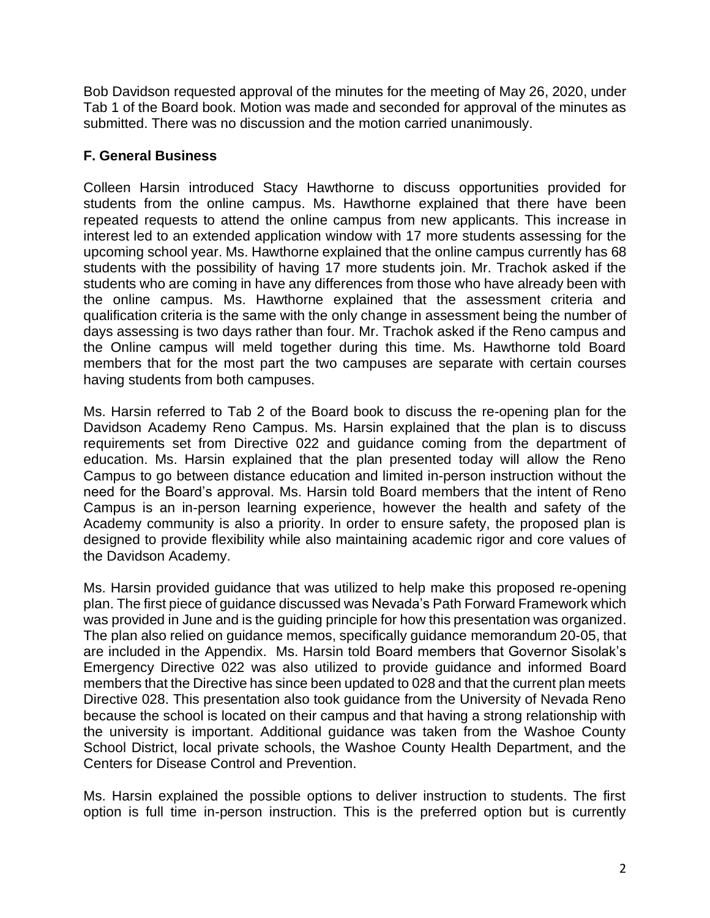Bob Davidson requested approval of the minutes for the meeting of May 26, 2020, under Tab 1 of the Board book. Motion was made and seconded for approval of the minutes as submitted. There was no discussion and the motion carried unanimously.

## F. General Business

Colleen Harsin introduced Stacy Hawthorne to discuss opportunities provided for students from the online campus. Ms. Hawthorne explained that there have been repeated requests to attend the online campus from new applicants. This increase in interest led to an extended application window with 17 more students assessing for the upcoming school year. Ms. Hawthorne explained that the online campus currently has 68 students with the possibility of having 17 more students join. Mr. Trachok asked if the students who are coming in have any differences from those who have already been with the online campus. Ms. Hawthorne explained that the assessment criteria and qualification criteria is the same with the only change in assessment being the number of days assessing is two days rather than four. Mr. Trachok asked if the Reno campus and the Online campus will meld together during this time. Ms. Hawthorne told Board members that for the most part the two campuses are separate with certain courses having students from both campuses.

Ms. Harsin referred to Tab 2 of the Board book to discuss the re-opening plan for the Davidson Academy Reno Campus. Ms. Harsin explained that the plan is to discuss requirements set from Directive 022 and guidance coming from the department of education. Ms. Harsin explained that the plan presented today will allow the Reno Campus to go between distance education and limited in-person instruction without the need for the Board's approval. Ms. Harsin told Board members that the intent of Reno Campus is an in-person learning experience, however the health and safety of the Academy community is also a priority. In order to ensure safety, the proposed plan is designed to provide flexibility while also maintaining academic rigor and core values of the Davidson Academy.

Ms. Harsin provided guidance that was utilized to help make this proposed re-opening plan. The first piece of guidance discussed was Nevada's Path Forward Framework which was provided in June and is the guiding principle for how this presentation was organized. The plan also relied on guidance memos, specifically guidance memorandum 20-05, that are included in the Appendix. Ms. Harsin told Board members that Governor Sisolak's Emergency Directive 022 was also utilized to provide guidance and informed Board members that the Directive has since been updated to 028 and that the current plan meets Directive 028. This presentation also took guidance from the University of Nevada Reno because the school is located on their campus and that having a strong relationship with the university is important. Additional guidance was taken from the Washoe County School District, local private schools, the Washoe County Health Department, and the Centers for Disease Control and Prevention.

Ms. Harsin explained the possible options to deliver instruction to students. The first option is full time in-person instruction. This is the preferred option but is currently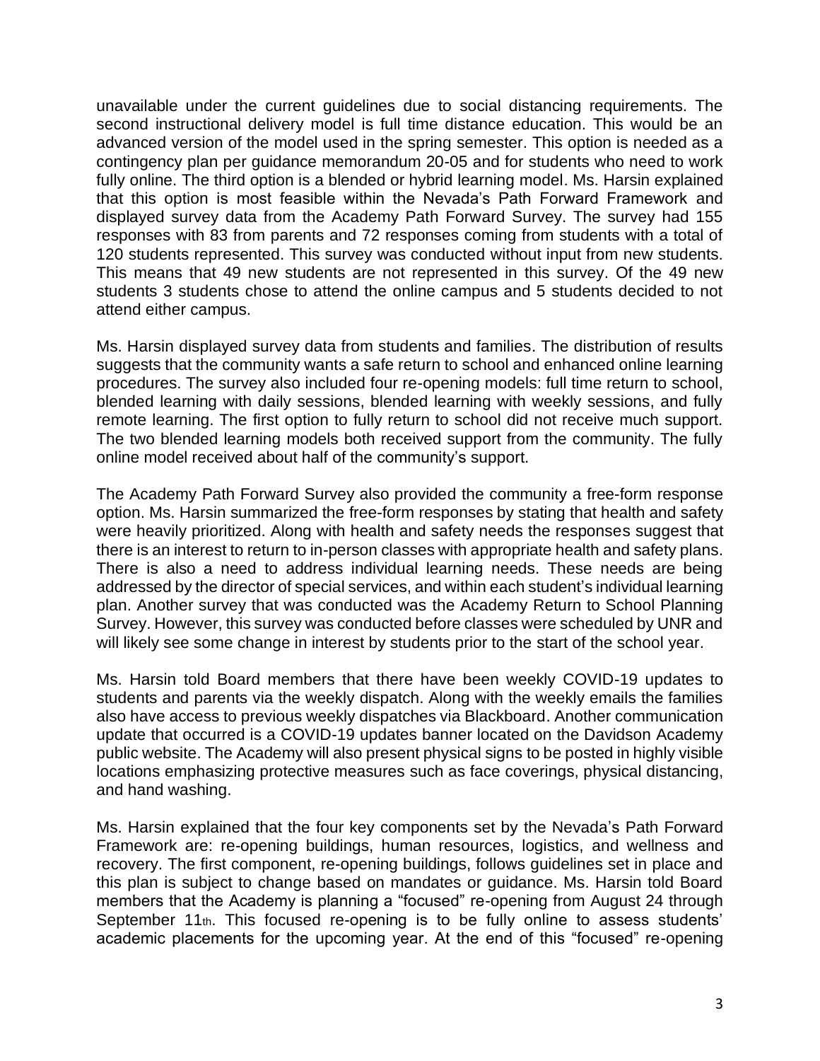unavailable under the current guidelines due to social distancing requirements. The second instructional delivery model is full time distance education. This would be an advanced version of the model used in the spring semester. This option is needed as a contingency plan per guidance memorandum 20-05 and for students who need to work fully online. The third option is a blended or hybrid learning model. Ms. Harsin explained that this option is most feasible within the Nevada's Path Forward Framework and displayed survey data from the Academy Path Forward Survey. The survey had 155 responses with 83 from parents and 72 responses coming from students with a total of 120 students represented. This survey was conducted without input from new students. This means that 49 new students are not represented in this survey. Of the 49 new students 3 students chose to attend the online campus and 5 students decided to not attend either campus.

Ms. Harsin displayed survey data from students and families. The distribution of results suggests that the community wants a safe return to school and enhanced online learning procedures. The survey also included four re-opening models: full time return to school, blended learning with daily sessions, blended learning with weekly sessions, and fully remote learning. The first option to fully return to school did not receive much support. The two blended learning models both received support from the community. The fully online model received about half of the community's support.

The Academy Path Forward Survey also provided the community a free-form response option. Ms. Harsin summarized the free-form responses by stating that health and safety were heavily prioritized. Along with health and safety needs the responses suggest that there is an interest to return to in-person classes with appropriate health and safety plans. There is also a need to address individual learning needs. These needs are being addressed by the director of special services, and within each student's individual learning plan. Another survey that was conducted was the Academy Return to School Planning Survey. However, this survey was conducted before classes were scheduled by UNR and will likely see some change in interest by students prior to the start of the school year.

Ms. Harsin told Board members that there have been weekly COVID-19 updates to students and parents via the weekly dispatch. Along with the weekly emails the families also have access to previous weekly dispatches via Blackboard. Another communication update that occurred is a COVID-19 updates banner located on the Davidson Academy public website. The Academy will also present physical signs to be posted in highly visible locations emphasizing protective measures such as face coverings, physical distancing, and hand washing.

Ms. Harsin explained that the four key components set by the Nevada's Path Forward Framework are: re-opening buildings, human resources, logistics, and wellness and recovery. The first component, re-opening buildings, follows guidelines set in place and this plan is subject to change based on mandates or guidance. Ms. Harsin told Board members that the Academy is planning a "focused" re-opening from August 24 through September 11th. This focused re-opening is to be fully online to assess students' academic placements for the upcoming year. At the end of this "focused" re-opening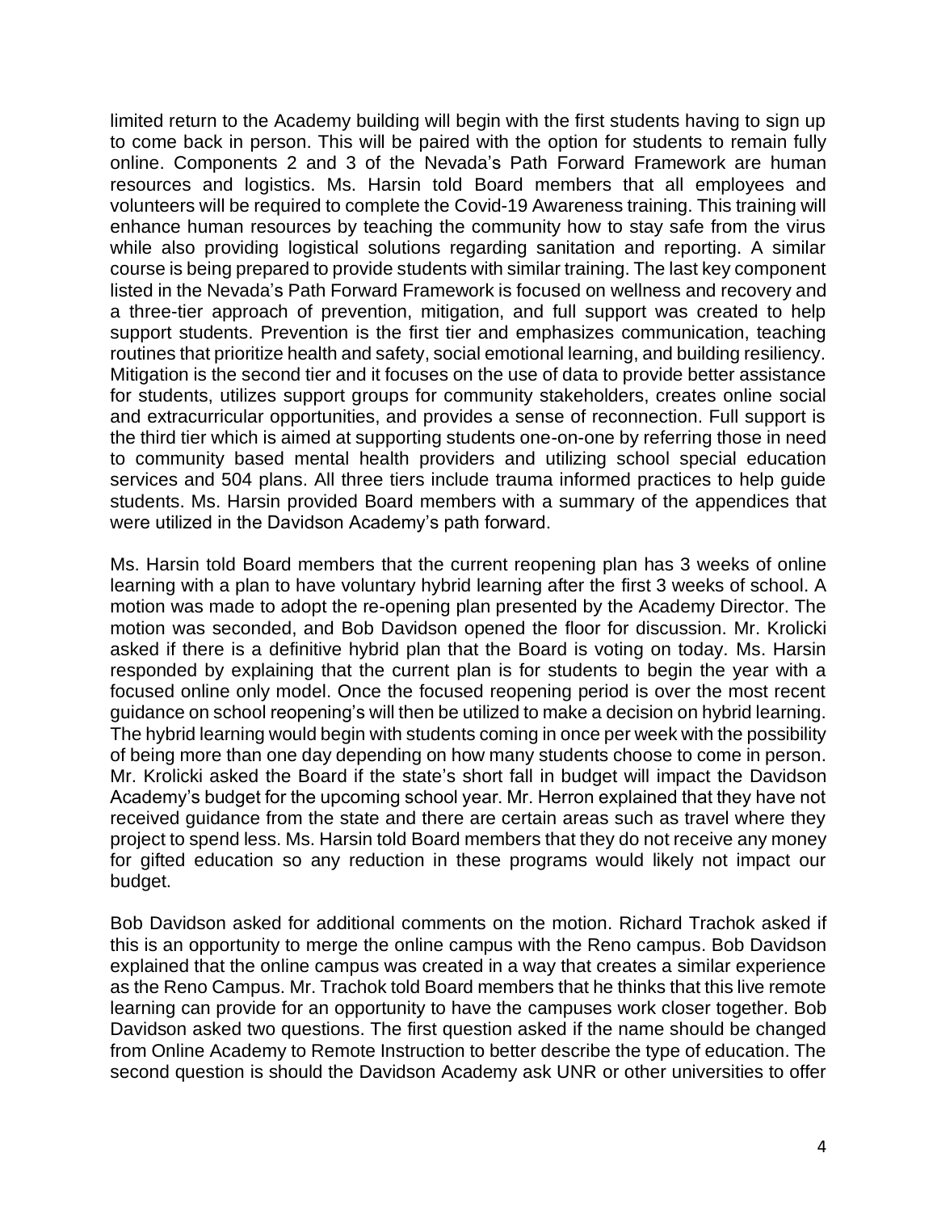limited return to the Academy building will begin with the first students having to sign up to come back in person. This will be paired with the option for students to remain fully online. Components 2 and 3 of the Nevada's Path Forward Framework are human resources and logistics. Ms. Harsin told Board members that all employees and volunteers will be required to complete the Covid-19 Awareness training. This training will enhance human resources by teaching the community how to stay safe from the virus while also providing logistical solutions regarding sanitation and reporting. A similar course is being prepared to provide students with similar training. The last key component listed in the Nevada's Path Forward Framework is focused on wellness and recovery and a three-tier approach of prevention, mitigation, and full support was created to help support students. Prevention is the first tier and emphasizes communication, teaching routines that prioritize health and safety, social emotional learning, and building resiliency. Mitigation is the second tier and it focuses on the use of data to provide better assistance for students, utilizes support groups for community stakeholders, creates online social and extracurricular opportunities, and provides a sense of reconnection. Full support is the third tier which is aimed at supporting students one-on-one by referring those in need to community based mental health providers and utilizing school special education services and 504 plans. All three tiers include trauma informed practices to help guide students. Ms. Harsin provided Board members with a summary of the appendices that were utilized in the Davidson Academy's path forward.

Ms. Harsin told Board members that the current reopening plan has 3 weeks of online learning with a plan to have voluntary hybrid learning after the first 3 weeks of school. A motion was made to adopt the re-opening plan presented by the Academy Director. The motion was seconded, and Bob Davidson opened the floor for discussion. Mr. Krolicki asked if there is a definitive hybrid plan that the Board is voting on today. Ms. Harsin responded by explaining that the current plan is for students to begin the year with a focused online only model. Once the focused reopening period is over the most recent guidance on school reopening's will then be utilized to make a decision on hybrid learning. The hybrid learning would begin with students coming in once per week with the possibility of being more than one day depending on how many students choose to come in person. Mr. Krolicki asked the Board if the state's short fall in budget will impact the Davidson Academy's budget for the upcoming school year. Mr. Herron explained that they have not received guidance from the state and there are certain areas such as travel where they project to spend less. Ms. Harsin told Board members that they do not receive any money for gifted education so any reduction in these programs would likely not impact our budget.

Bob Davidson asked for additional comments on the motion. Richard Trachok asked if this is an opportunity to merge the online campus with the Reno campus. Bob Davidson explained that the online campus was created in a way that creates a similar experience as the Reno Campus. Mr. Trachok told Board members that he thinks that this live remote learning can provide for an opportunity to have the campuses work closer together. Bob Davidson asked two questions. The first question asked if the name should be changed from Online Academy to Remote Instruction to better describe the type of education. The second question is should the Davidson Academy ask UNR or other universities to offer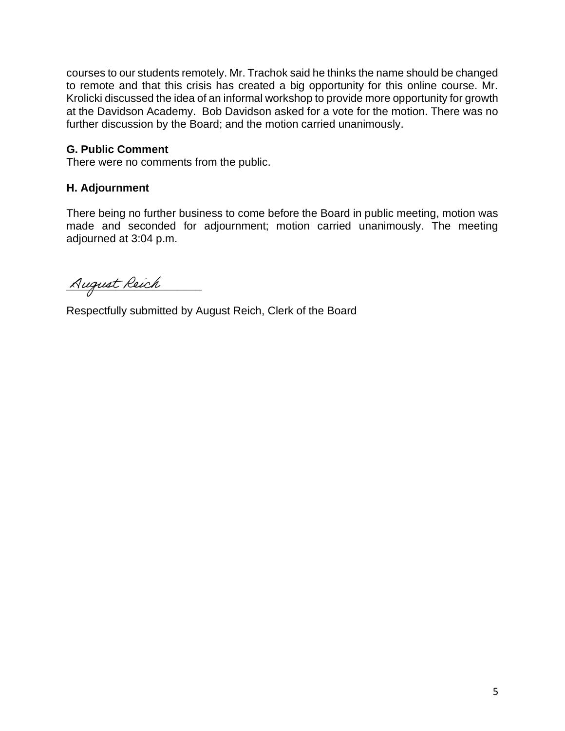courses to our students remotely. Mr. Trachok said he thinks the name should be changed to remote and that this crisis has created a big opportunity for this online course. Mr. Krolicki discussed the idea of an informal workshop to provide more opportunity for growth at the Davidson Academy. Bob Davidson asked for a vote for the motion. There was no further discussion by the Board; and the motion carried unanimously.

**G. Public Comment**

There were no comments from the public.

**H. Adjournment**

There being no further business to come before the Board in public meeting, motion was made and seconded for adjournment; motion carried unanimously. The meeting adjourned at 3:04 p.m.

August Reich

Respectfully submitted by August Reich, Clerk of the Board